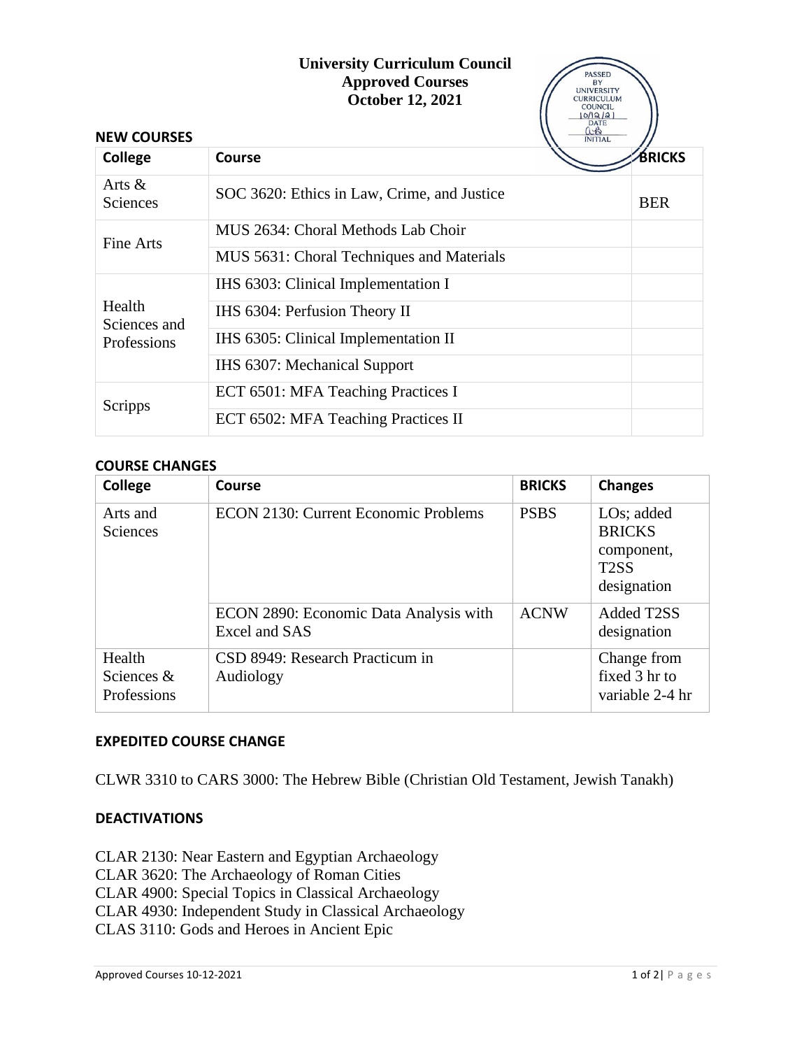# University Curriculum Council
## Approved Courses
## October 12, 2021

PASSED BY UNIVERSITY CURRICULUM COUNCIL 10/12/21 DATE INITIAL

### NEW COURSES

| College | Course | BRICKS |
|---|---|---|
| Arts & Sciences | SOC 3620: Ethics in Law, Crime, and Justice | BER |
| Fine Arts | MUS 2634: Choral Methods Lab Choir | |
| | MUS 5631: Choral Techniques and Materials | |
| Health Sciences and Professions | IHS 6303: Clinical Implementation I | |
| | IHS 6304: Perfusion Theory II | |
| | IHS 6305: Clinical Implementation II | |
| | IHS 6307: Mechanical Support | |
| Scripps | ECT 6501: MFA Teaching Practices I | |
| | ECT 6502: MFA Teaching Practices II | |

### COURSE CHANGES

| College | Course | BRICKS | Changes |
|---|---|---|---|
| Arts and Sciences | ECON 2130: Current Economic Problems | PSBS | LOs; added BRICKS component, T2SS designation |
| | ECON 2890: Economic Data Analysis with Excel and SAS | ACNW | Added T2SS designation |
| Health Sciences & Professions | CSD 8949: Research Practicum in Audiology | | Change from fixed 3 hr to variable 2-4 hr |

### EXPEDITED COURSE CHANGE

CLWR 3310 to CARS 3000: The Hebrew Bible (Christian Old Testament, Jewish Tanakh)

### DEACTIVATIONS

CLAR 2130: Near Eastern and Egyptian Archaeology
CLAR 3620: The Archaeology of Roman Cities
CLAR 4900: Special Topics in Classical Archaeology
CLAR 4930: Independent Study in Classical Archaeology
CLAS 3110: Gods and Heroes in Ancient Epic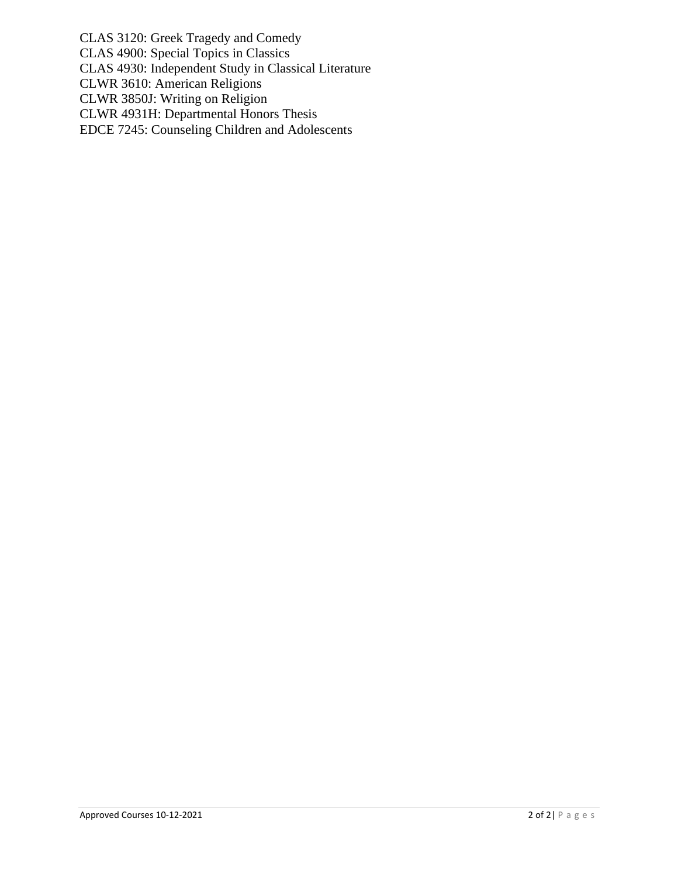CLAS 3120: Greek Tragedy and Comedy
CLAS 4900: Special Topics in Classics
CLAS 4930: Independent Study in Classical Literature
CLWR 3610: American Religions
CLWR 3850J: Writing on Religion
CLWR 4931H: Departmental Honors Thesis
EDCE 7245: Counseling Children and Adolescents